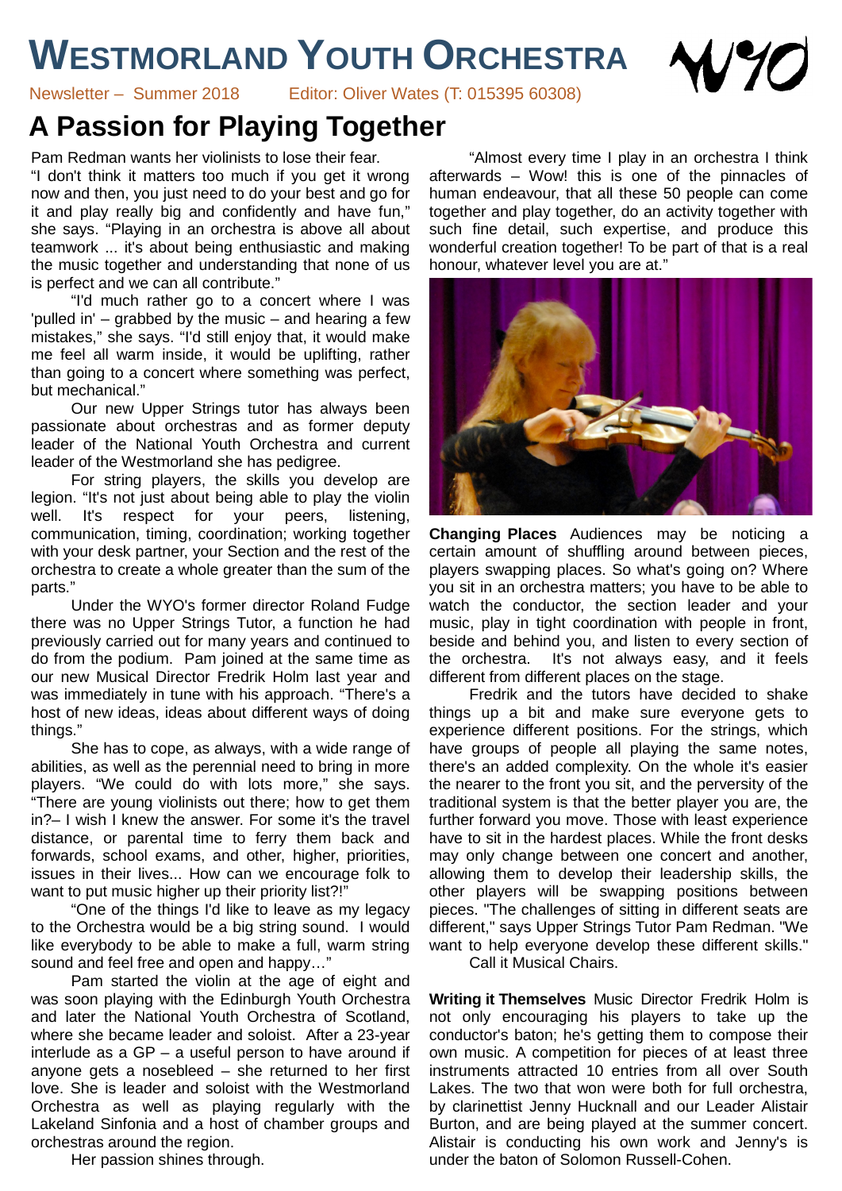# WESTMORLAND YOUTH ORCHESTRA

Newsletter – Summer 2018 Editor: Oliver Wates (T: 015395 60308)

## A Passion for Playing Together

Pam Redman wants her violinists to lose their fear.

"I don't think it matters too much if you get it wrong now and then, you just need to do your best and go for it and play really big and confidently and have fun," she says. "Playing in an orchestra is above all about teamwork ... it's about being enthusiastic and making the music together and understanding that none of us is perfect and we can all contribute."

"I'd much rather go to a concert where I was 'pulled in' – grabbed by the music – and hearing a few mistakes," she says. "I'd still enjoy that, it would make me feel all warm inside, it would be uplifting, rather than going to a concert where something was perfect, but mechanical."

Our new Upper Strings tutor has always been passionate about orchestras and as former deputy leader of the National Youth Orchestra and current leader of the Westmorland she has pedigree.

For string players, the skills you develop are legion. "It's not just about being able to play the violin well. It's respect for your peers, listening, communication, timing, coordination; working together with your desk partner, your Section and the rest of the orchestra to create a whole greater than the sum of the parts."

Under the WYO's former director Roland Fudge there was no Upper Strings Tutor, a function he had previously carried out for many years and continued to do from the podium. Pam joined at the same time as our new Musical Director Fredrik Holm last year and was immediately in tune with his approach. "There's a host of new ideas, ideas about different ways of doing things."

She has to cope, as always, with a wide range of abilities, as well as the perennial need to bring in more players. "We could do with lots more," she says. "There are young violinists out there; how to get them in?– I wish I knew the answer. For some it's the travel distance, or parental time to ferry them back and forwards, school exams, and other, higher, priorities, issues in their lives... How can we encourage folk to want to put music higher up their priority list?!"

"One of the things I'd like to leave as my legacy to the Orchestra would be a big string sound. I would like everybody to be able to make a full, warm string sound and feel free and open and happy…"

Pam started the violin at the age of eight and was soon playing with the Edinburgh Youth Orchestra and later the National Youth Orchestra of Scotland, where she became leader and soloist. After a 23-year interlude as a GP – a useful person to have around if anyone gets a nosebleed – she returned to her first love. She is leader and soloist with the Westmorland Orchestra as well as playing regularly with the Lakeland Sinfonia and a host of chamber groups and orchestras around the region.

Her passion shines through.

"Almost every time I play in an orchestra I think afterwards – Wow! this is one of the pinnacles of human endeavour, that all these 50 people can come together and play together, do an activity together with such fine detail, such expertise, and produce this wonderful creation together! To be part of that is a real honour, whatever level you are at."

**Changing Places** Audiences may be noticing a certain amount of shuffling around between pieces, players swapping places. So what's going on? Where you sit in an orchestra matters; you have to be able to watch the conductor, the section leader and your music, play in tight coordination with people in front, beside and behind you, and listen to every section of the orchestra. It's not always easy, and it feels different from different places on the stage.

Fredrik and the tutors have decided to shake things up a bit and make sure everyone gets to experience different positions. For the strings, which have groups of people all playing the same notes, there's an added complexity. On the whole it's easier the nearer to the front you sit, and the perversity of the traditional system is that the better player you are, the further forward you move. Those with least experience have to sit in the hardest places. While the front desks may only change between one concert and another, allowing them to develop their leadership skills, the other players will be swapping positions between pieces. "The challenges of sitting in different seats are different," says Upper Strings Tutor Pam Redman. "We want to help everyone develop these different skills."

Call it Musical Chairs.

**Writing it Themselves** Music Director Fredrik Holm is not only encouraging his players to take up the conductor's baton; he's getting them to compose their own music. A competition for pieces of at least three instruments attracted 10 entries from all over South Lakes. The two that won were both for full orchestra, by clarinettist Jenny Hucknall and our Leader Alistair Burton, and are being played at the summer concert. Alistair is conducting his own work and Jenny's is under the baton of Solomon Russell-Cohen.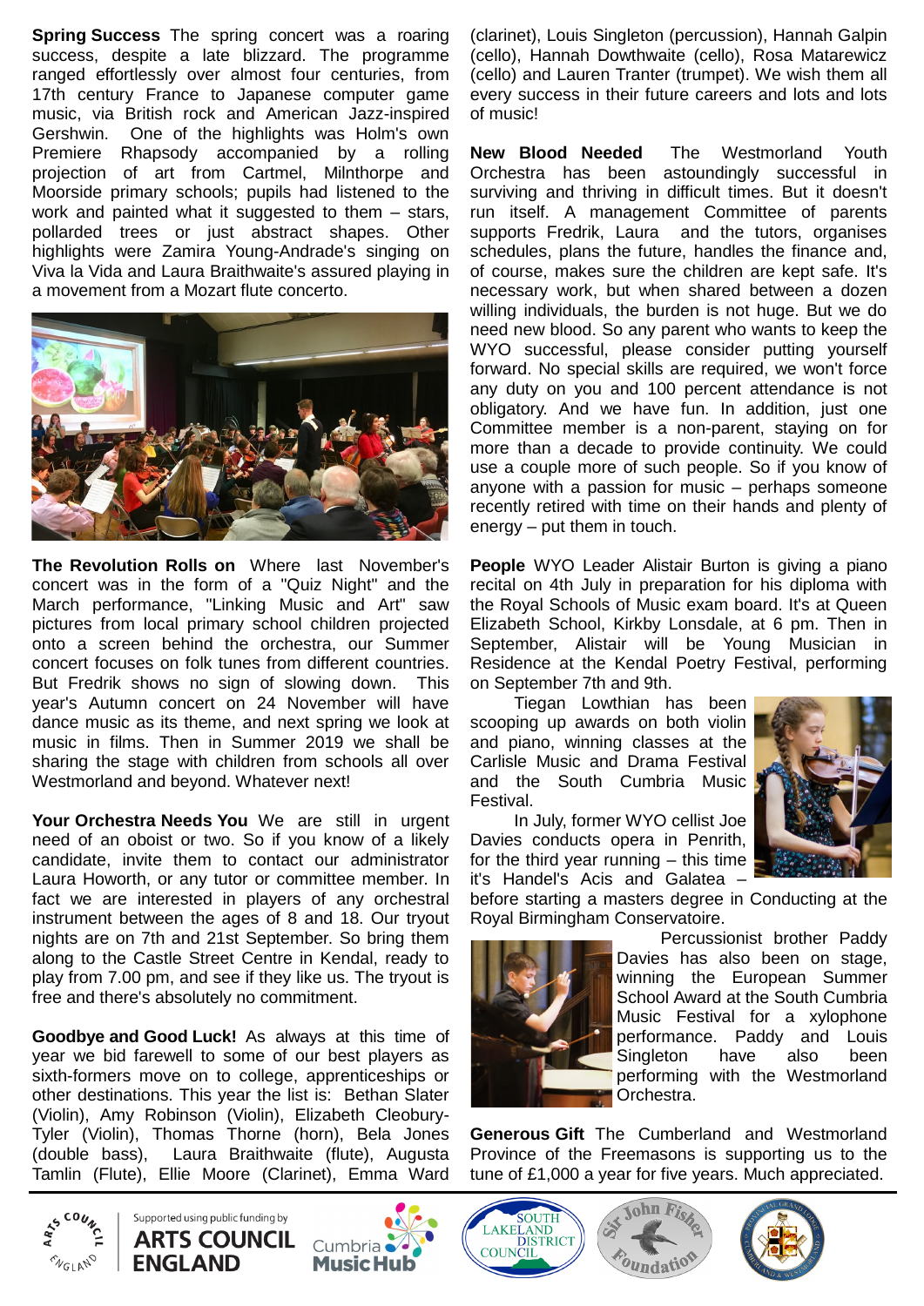**Spring Success** The spring concert was a roaring success, despite a late blizzard. The programme ranged effortlessly over almost four centuries, from 17th century France to Japanese computer game music, via British rock and American Jazz-inspired Gershwin. One of the highlights was Holm's own Premiere Rhapsody accompanied by a rolling projection of art from Cartmel, Milnthorpe and Moorside primary schools; pupils had listened to the work and painted what it suggested to them – stars, pollarded trees or just abstract shapes. Other highlights were Zamira Young-Andrade's singing on Viva la Vida and Laura Braithwaite's assured playing in a movement from a Mozart flute concerto.

**The Revolution Rolls on** Where last November's concert was in the form of a "Quiz Night" and the March performance, "Linking Music and Art" saw pictures from local primary school children projected onto a screen behind the orchestra, our Summer concert focuses on folk tunes from different countries. But Fredrik shows no sign of slowing down. This year's Autumn concert on 24 November will have dance music as its theme, and next spring we look at music in films. Then in Summer 2019 we shall be sharing the stage with children from schools all over Westmorland and beyond. Whatever next!

**Your Orchestra Needs You** We are still in urgent need of an oboist or two. So if you know of a likely candidate, invite them to contact our administrator Laura Howorth, or any tutor or committee member. In fact we are interested in players of any orchestral instrument between the ages of 8 and 18. Our tryout nights are on 7th and 21st September. So bring them along to the Castle Street Centre in Kendal, ready to play from 7.00 pm, and see if they like us. The tryout is free and there's absolutely no commitment.

**Goodbye and Good Luck!** As always at this time of year we bid farewell to some of our best players as sixth-formers move on to college, apprenticeships or other destinations. This year the list is: Bethan Slater (Violin), Amy Robinson (Violin), Elizabeth Cleobury-Tyler (Violin), Thomas Thorne (horn), Bela Jones (double bass), Laura Braithwaite (flute), Augusta Tamlin (Flute), Ellie Moore (Clarinet), Emma Ward (clarinet), Louis Singleton (percussion), Hannah Galpin (cello), Hannah Dowthwaite (cello), Rosa Matarewicz (cello) and Lauren Tranter (trumpet). We wish them all every success in their future careers and lots and lots of music!

**New Blood Needed** The Westmorland Youth Orchestra has been astoundingly successful in surviving and thriving in difficult times. But it doesn't run itself. A management Committee of parents supports Fredrik, Laura and the tutors, organises schedules, plans the future, handles the finance and, of course, makes sure the children are kept safe. It's necessary work, but when shared between a dozen willing individuals, the burden is not huge. But we do need new blood. So any parent who wants to keep the WYO successful, please consider putting yourself forward. No special skills are required, we won't force any duty on you and 100 percent attendance is not obligatory. And we have fun. In addition, just one Committee member is a non-parent, staying on for more than a decade to provide continuity. We could use a couple more of such people. So if you know of anyone with a passion for music – perhaps someone recently retired with time on their hands and plenty of energy – put them in touch.

**People** WYO Leader Alistair Burton is giving a piano recital on 4th July in preparation for his diploma with the Royal Schools of Music exam board. It's at Queen Elizabeth School, Kirkby Lonsdale, at 6 pm. Then in September, Alistair will be Young Musician in Residence at the Kendal Poetry Festival, performing on September 7th and 9th.

Tiegan Lowthian has been scooping up awards on both violin and piano, winning classes at the Carlisle Music and Drama Festival and the South Cumbria Music Festival.

In July, former WYO cellist Joe Davies conducts opera in Penrith, for the third year running – this time it's Handel's Acis and Galatea – before starting a masters degree in Conducting at the Royal Birmingham Conservatoire.

Percussionist brother Paddy Davies has also been on stage, winning the European Summer School Award at the South Cumbria Music Festival for a xylophone performance. Paddy and Louis Singleton have also been performing with the Westmorland Orchestra.

**Generous Gift** The Cumberland and Westmorland Province of the Freemasons is supporting us to the tune of £1,000 a year for five years. Much appreciated.

Supported using public funding by ARTS COUNCIL ENGLAND

Cumbria Music Hub

SOUTH LAKELAND DISTRICT COUNCIL

Sir John Fisher Foundation